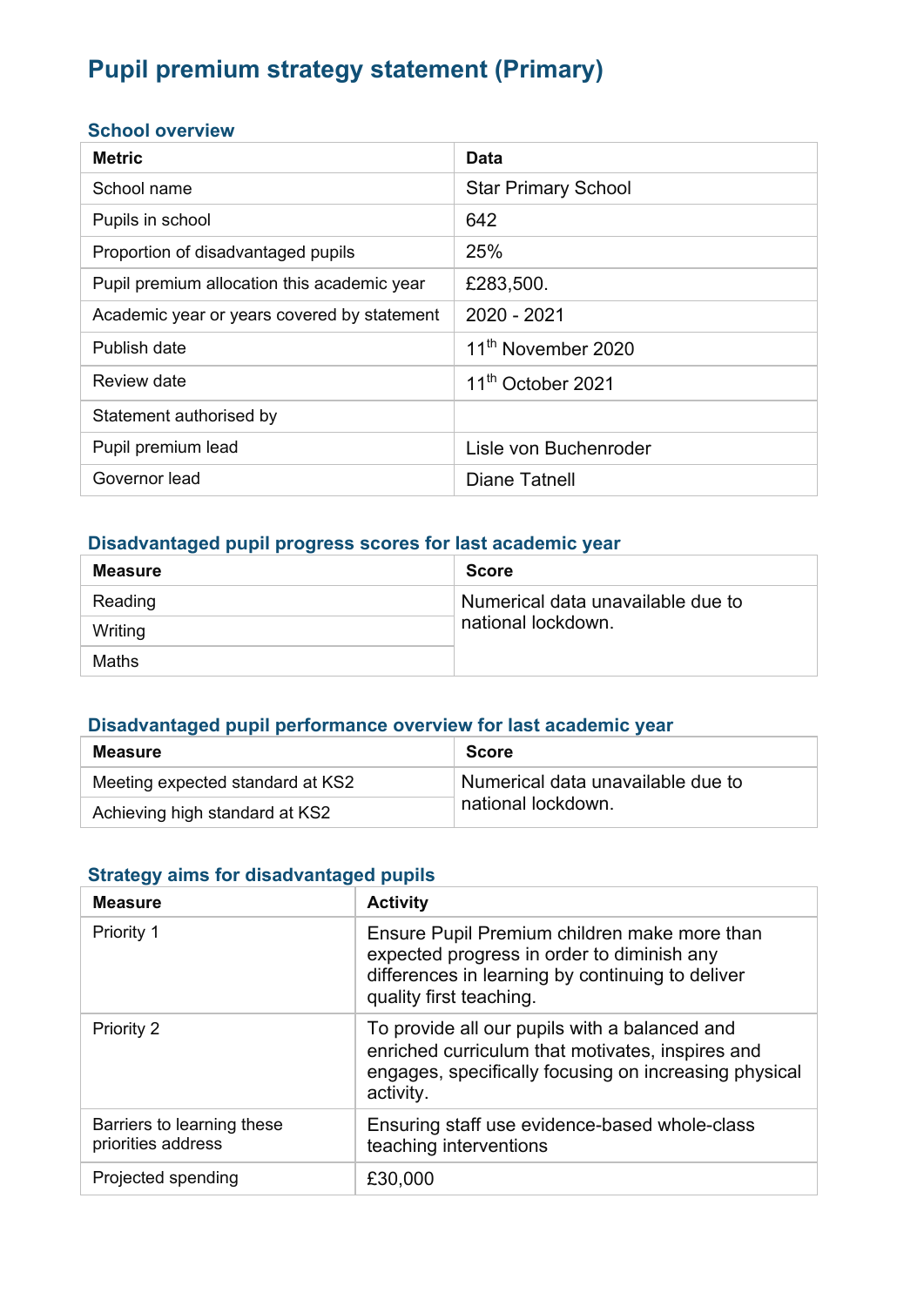# Pupil premium strategy statement (Primary)

## School overview

| Metric | Data |
|---|---|
| School name | Star Primary School |
| Pupils in school | 642 |
| Proportion of disadvantaged pupils | 25% |
| Pupil premium allocation this academic year | £283,500. |
| Academic year or years covered by statement | 2020 - 2021 |
| Publish date | 11th November 2020 |
| Review date | 11th October 2021 |
| Statement authorised by | |
| Pupil premium lead | Lisle von Buchenroder |
| Governor lead | Diane Tatnell |

## Disadvantaged pupil progress scores for last academic year

| Measure | Score |
|---|---|
| Reading | Numerical data unavailable due to national lockdown. |
| Writing | |
| Maths | |

## Disadvantaged pupil performance overview for last academic year

| Measure | Score |
|---|---|
| Meeting expected standard at KS2 | Numerical data unavailable due to national lockdown. |
| Achieving high standard at KS2 | |

## Strategy aims for disadvantaged pupils

| Measure | Activity |
|---|---|
| Priority 1 | Ensure Pupil Premium children make more than expected progress in order to diminish any differences in learning by continuing to deliver quality first teaching. |
| Priority 2 | To provide all our pupils with a balanced and enriched curriculum that motivates, inspires and engages, specifically focusing on increasing physical activity. |
| Barriers to learning these priorities address | Ensuring staff use evidence-based whole-class teaching interventions |
| Projected spending | £30,000 |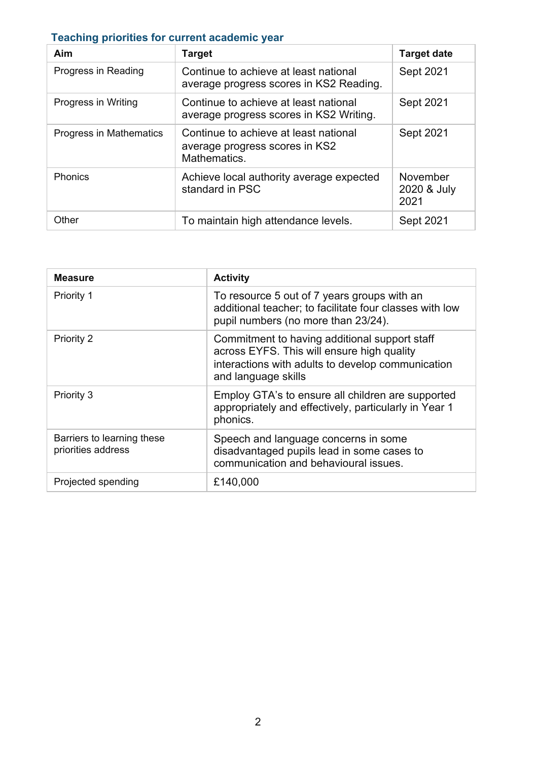### Teaching priorities for current academic year

| Aim | Target | Target date |
| --- | --- | --- |
| Progress in Reading | Continue to achieve at least national average progress scores in KS2 Reading. | Sept 2021 |
| Progress in Writing | Continue to achieve at least national average progress scores in KS2 Writing. | Sept 2021 |
| Progress in Mathematics | Continue to achieve at least national average progress scores in KS2 Mathematics. | Sept 2021 |
| Phonics | Achieve local authority average expected standard in PSC | November 2020 & July 2021 |
| Other | To maintain high attendance levels. | Sept 2021 |

| Measure | Activity |
| --- | --- |
| Priority 1 | To resource 5 out of 7 years groups with an additional teacher; to facilitate four classes with low pupil numbers (no more than 23/24). |
| Priority 2 | Commitment to having additional support staff across EYFS. This will ensure high quality interactions with adults to develop communication and language skills |
| Priority 3 | Employ GTA's to ensure all children are supported appropriately and effectively, particularly in Year 1 phonics. |
| Barriers to learning these priorities address | Speech and language concerns in some disadvantaged pupils lead in some cases to communication and behavioural issues. |
| Projected spending | £140,000 |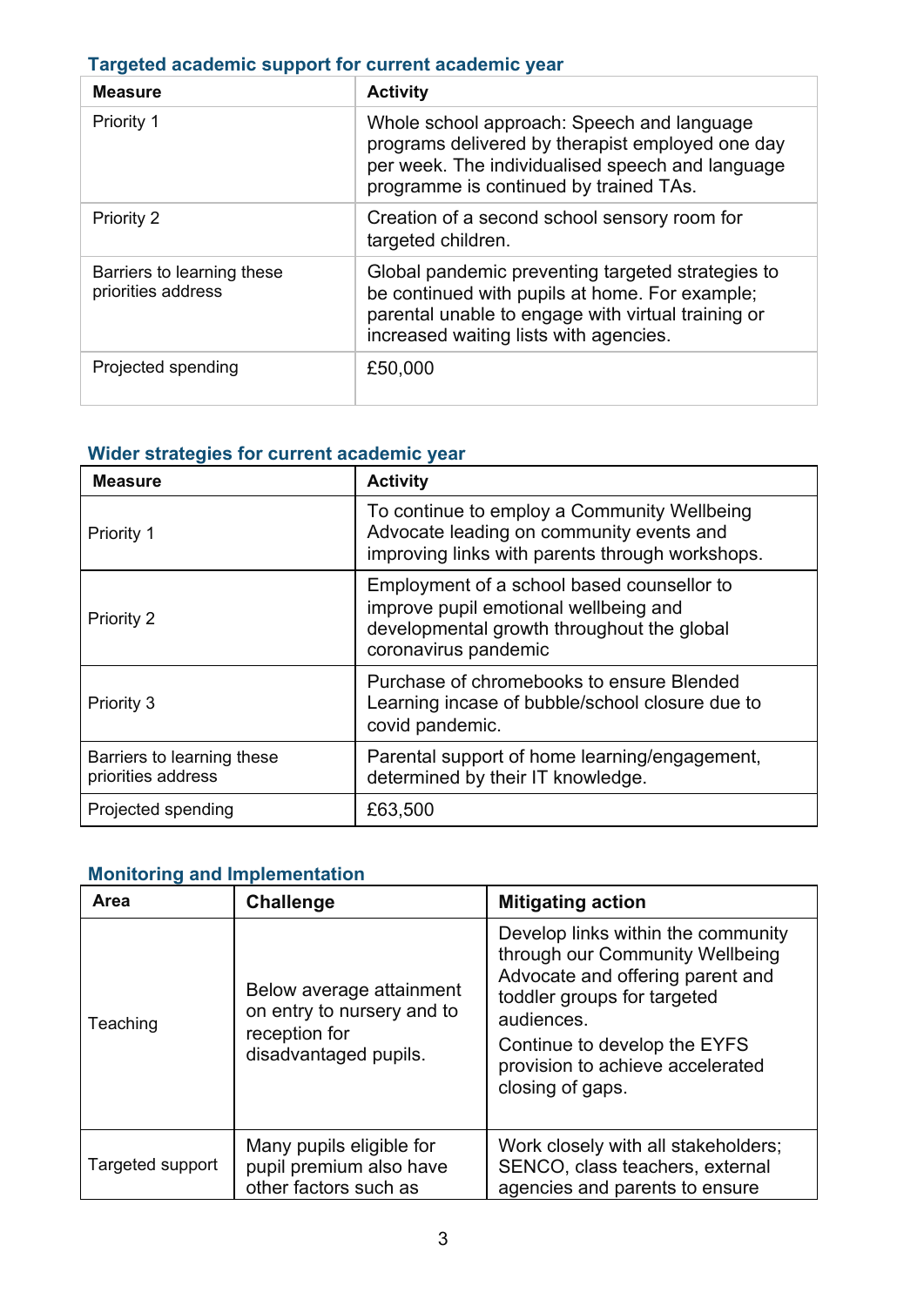### Targeted academic support for current academic year

| Measure | Activity |
|---|---|
| Priority 1 | Whole school approach: Speech and language programs delivered by therapist employed one day per week. The individualised speech and language programme is continued by trained TAs. |
| Priority 2 | Creation of a second school sensory room for targeted children. |
| Barriers to learning these priorities address | Global pandemic preventing targeted strategies to be continued with pupils at home. For example; parental unable to engage with virtual training or increased waiting lists with agencies. |
| Projected spending | £50,000 |

### Wider strategies for current academic year

| Measure | Activity |
|---|---|
| Priority 1 | To continue to employ a Community Wellbeing Advocate leading on community events and improving links with parents through workshops. |
| Priority 2 | Employment of a school based counsellor to improve pupil emotional wellbeing and developmental growth throughout the global coronavirus pandemic |
| Priority 3 | Purchase of chromebooks to ensure Blended Learning incase of bubble/school closure due to covid pandemic. |
| Barriers to learning these priorities address | Parental support of home learning/engagement, determined by their IT knowledge. |
| Projected spending | £63,500 |

### Monitoring and Implementation

| Area | Challenge | Mitigating action |
|---|---|---|
| Teaching | Below average attainment on entry to nursery and to reception for disadvantaged pupils. | Develop links within the community through our Community Wellbeing Advocate and offering parent and toddler groups for targeted audiences.<br>Continue to develop the EYFS provision to achieve accelerated closing of gaps. |
| Targeted support | Many pupils eligible for pupil premium also have other factors such as | Work closely with all stakeholders; SENCO, class teachers, external agencies and parents to ensure |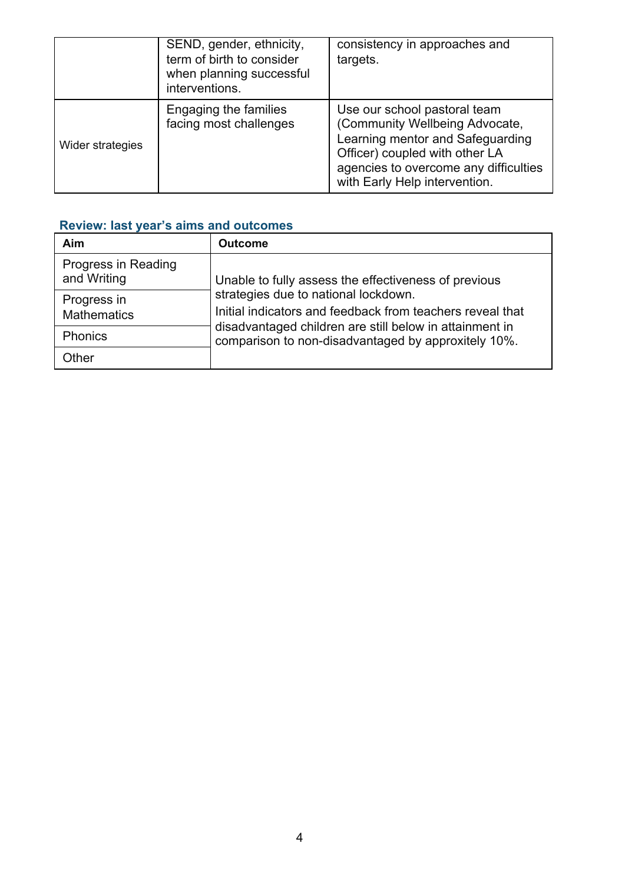| | | |
|---|---|---|
| | SEND, gender, ethnicity, term of birth to consider when planning successful interventions. | consistency in approaches and targets. |
| Wider strategies | Engaging the families facing most challenges | Use our school pastoral team (Community Wellbeing Advocate, Learning mentor and Safeguarding Officer) coupled with other LA agencies to overcome any difficulties with Early Help intervention. |

## Review: last year's aims and outcomes

| Aim | Outcome |
|---|---|
| Progress in Reading and Writing | Unable to fully assess the effectiveness of previous strategies due to national lockdown. Initial indicators and feedback from teachers reveal that disadvantaged children are still below in attainment in comparison to non-disadvantaged by approxitely 10%. |
| Progress in Mathematics | |
| Phonics | |
| Other | |